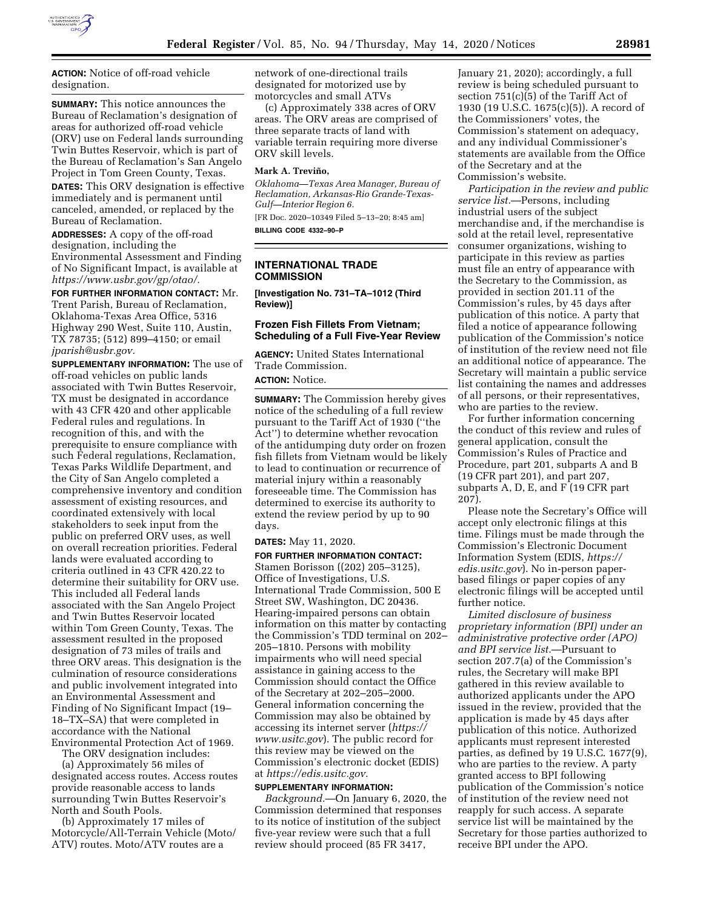**ACTION:** Notice of off-road vehicle designation.

**SUMMARY:** This notice announces the Bureau of Reclamation's designation of areas for authorized off-road vehicle (ORV) use on Federal lands surrounding Twin Buttes Reservoir, which is part of the Bureau of Reclamation's San Angelo Project in Tom Green County, Texas.

**DATES:** This ORV designation is effective immediately and is permanent until canceled, amended, or replaced by the Bureau of Reclamation.

**ADDRESSES:** A copy of the off-road designation, including the Environmental Assessment and Finding of No Significant Impact, is available at *https://www.usbr.gov/gp/otao/.*

**FOR FURTHER INFORMATION CONTACT:** Mr. Trent Parish, Bureau of Reclamation, Oklahoma-Texas Area Office, 5316 Highway 290 West, Suite 110, Austin, TX 78735; (512) 899–4150; or email *jparish@usbr.gov.*

**SUPPLEMENTARY INFORMATION:** The use of off-road vehicles on public lands associated with Twin Buttes Reservoir, TX must be designated in accordance with 43 CFR 420 and other applicable Federal rules and regulations. In recognition of this, and with the prerequisite to ensure compliance with such Federal regulations, Reclamation, Texas Parks Wildlife Department, and the City of San Angelo completed a comprehensive inventory and condition assessment of existing resources, and coordinated extensively with local stakeholders to seek input from the public on preferred ORV uses, as well as on overall recreation priorities. Federal lands were evaluated according to criteria outlined in 43 CFR 420.22 to determine their suitability for ORV use. This included all Federal lands associated with the San Angelo Project and Twin Buttes Reservoir located within Tom Green County, Texas. The assessment resulted in the proposed designation of 73 miles of trails and three ORV areas. This designation is the culmination of resource considerations and public involvement integrated into an Environmental Assessment and Finding of No Significant Impact (19–18–TX–SA) that were completed in accordance with the National Environmental Protection Act of 1969.

The ORV designation includes:

(a) Approximately 56 miles of designated access routes. Access routes provide reasonable access to lands surrounding Twin Buttes Reservoir's North and South Pools.

(b) Approximately 17 miles of Motorcycle/All-Terrain Vehicle (Moto/ATV) routes. Moto/ATV routes are a network of one-directional trails designated for motorized use by motorcycles and small ATVs

(c) Approximately 338 acres of ORV areas. The ORV areas are comprised of three separate tracts of land with variable terrain requiring more diverse ORV skill levels.

**Mark A. Treviño,**

*Oklahoma—Texas Area Manager, Bureau of Reclamation, Arkansas-Rio Grande-Texas-Gulf—Interior Region 6.*

[FR Doc. 2020–10349 Filed 5–13–20; 8:45 am]

**BILLING CODE 4332–90–P**

---

## INTERNATIONAL TRADE COMMISSION

**[Investigation No. 731–TA–1012 (Third Review)]**

## Frozen Fish Fillets From Vietnam; Scheduling of a Full Five-Year Review

**AGENCY:** United States International Trade Commission.

**ACTION:** Notice.

**SUMMARY:** The Commission hereby gives notice of the scheduling of a full review pursuant to the Tariff Act of 1930 ("the Act") to determine whether revocation of the antidumping duty order on frozen fish fillets from Vietnam would be likely to lead to continuation or recurrence of material injury within a reasonably foreseeable time. The Commission has determined to exercise its authority to extend the review period by up to 90 days.

**DATES:** May 11, 2020.

**FOR FURTHER INFORMATION CONTACT:** Stamen Borisson ((202) 205–3125), Office of Investigations, U.S. International Trade Commission, 500 E Street SW, Washington, DC 20436. Hearing-impaired persons can obtain information on this matter by contacting the Commission's TDD terminal on 202–205–1810. Persons with mobility impairments who will need special assistance in gaining access to the Commission should contact the Office of the Secretary at 202–205–2000. General information concerning the Commission may also be obtained by accessing its internet server (*https://www.usitc.gov*). The public record for this review may be viewed on the Commission's electronic docket (EDIS) at *https://edis.usitc.gov.*

**SUPPLEMENTARY INFORMATION:**

*Background.*—On January 6, 2020, the Commission determined that responses to its notice of institution of the subject five-year review were such that a full review should proceed (85 FR 3417, January 21, 2020); accordingly, a full review is being scheduled pursuant to section 751(c)(5) of the Tariff Act of 1930 (19 U.S.C. 1675(c)(5)). A record of the Commissioners' votes, the Commission's statement on adequacy, and any individual Commissioner's statements are available from the Office of the Secretary and at the Commission's website.

*Participation in the review and public service list.*—Persons, including industrial users of the subject merchandise and, if the merchandise is sold at the retail level, representative consumer organizations, wishing to participate in this review as parties must file an entry of appearance with the Secretary to the Commission, as provided in section 201.11 of the Commission's rules, by 45 days after publication of this notice. A party that filed a notice of appearance following publication of the Commission's notice of institution of the review need not file an additional notice of appearance. The Secretary will maintain a public service list containing the names and addresses of all persons, or their representatives, who are parties to the review.

For further information concerning the conduct of this review and rules of general application, consult the Commission's Rules of Practice and Procedure, part 201, subparts A and B (19 CFR part 201), and part 207, subparts A, D, E, and F (19 CFR part 207).

Please note the Secretary's Office will accept only electronic filings at this time. Filings must be made through the Commission's Electronic Document Information System (EDIS, *https://edis.usitc.gov*). No in-person paper-based filings or paper copies of any electronic filings will be accepted until further notice.

*Limited disclosure of business proprietary information (BPI) under an administrative protective order (APO) and BPI service list.*—Pursuant to section 207.7(a) of the Commission's rules, the Secretary will make BPI gathered in this review available to authorized applicants under the APO issued in the review, provided that the application is made by 45 days after publication of this notice. Authorized applicants must represent interested parties, as defined by 19 U.S.C. 1677(9), who are parties to the review. A party granted access to BPI following publication of the Commission's notice of institution of the review need not reapply for such access. A separate service list will be maintained by the Secretary for those parties authorized to receive BPI under the APO.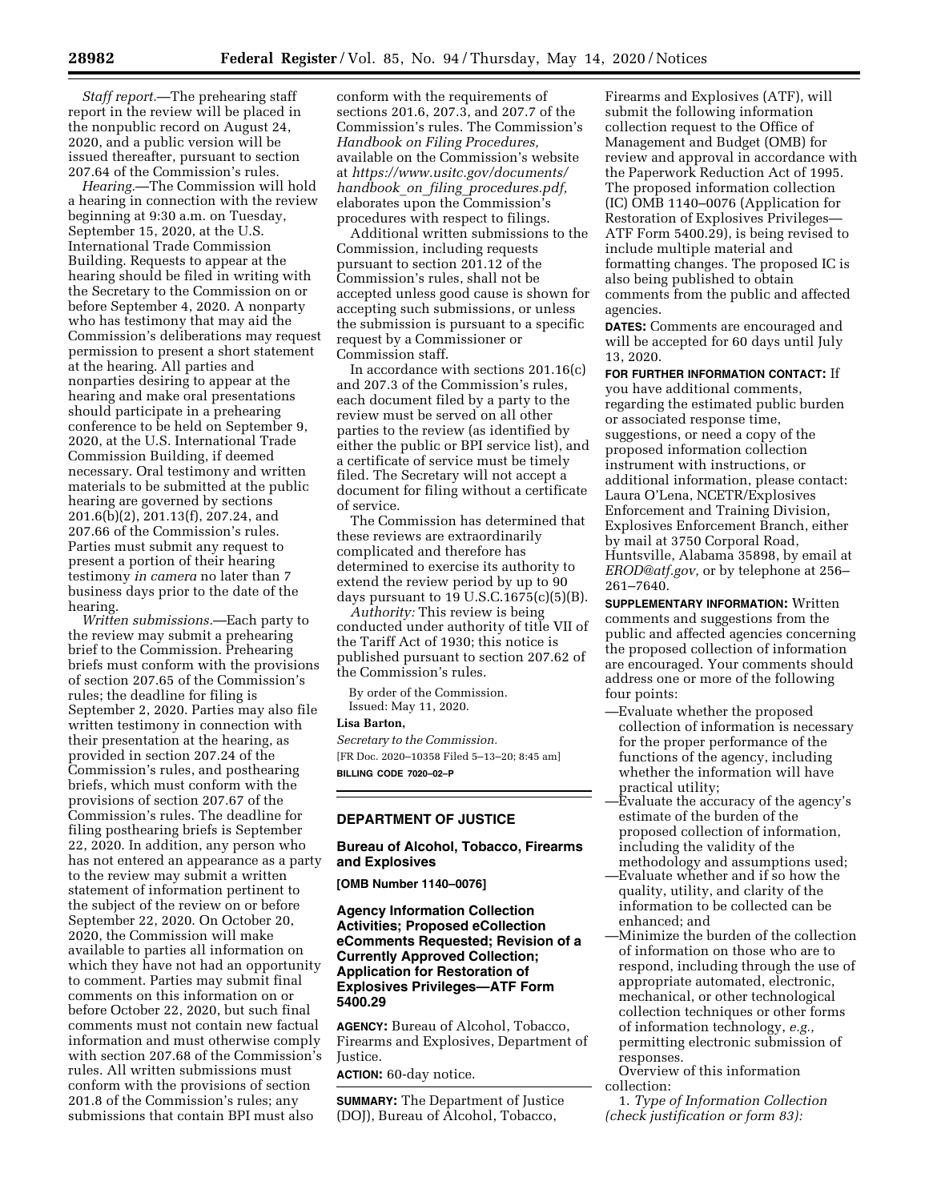*Staff report.*—The prehearing staff report in the review will be placed in the nonpublic record on August 24, 2020, and a public version will be issued thereafter, pursuant to section 207.64 of the Commission's rules.

*Hearing.*—The Commission will hold a hearing in connection with the review beginning at 9:30 a.m. on Tuesday, September 15, 2020, at the U.S. International Trade Commission Building. Requests to appear at the hearing should be filed in writing with the Secretary to the Commission on or before September 4, 2020. A nonparty who has testimony that may aid the Commission's deliberations may request permission to present a short statement at the hearing. All parties and nonparties desiring to appear at the hearing and make oral presentations should participate in a prehearing conference to be held on September 9, 2020, at the U.S. International Trade Commission Building, if deemed necessary. Oral testimony and written materials to be submitted at the public hearing are governed by sections 201.6(b)(2), 201.13(f), 207.24, and 207.66 of the Commission's rules. Parties must submit any request to present a portion of their hearing testimony *in camera* no later than 7 business days prior to the date of the hearing.

*Written submissions.*—Each party to the review may submit a prehearing brief to the Commission. Prehearing briefs must conform with the provisions of section 207.65 of the Commission's rules; the deadline for filing is September 2, 2020. Parties may also file written testimony in connection with their presentation at the hearing, as provided in section 207.24 of the Commission's rules, and posthearing briefs, which must conform with the provisions of section 207.67 of the Commission's rules. The deadline for filing posthearing briefs is September 22, 2020. In addition, any person who has not entered an appearance as a party to the review may submit a written statement of information pertinent to the subject of the review on or before September 22, 2020. On October 20, 2020, the Commission will make available to parties all information on which they have not had an opportunity to comment. Parties may submit final comments on this information on or before October 22, 2020, but such final comments must not contain new factual information and must otherwise comply with section 207.68 of the Commission's rules. All written submissions must conform with the provisions of section 201.8 of the Commission's rules; any submissions that contain BPI must also conform with the requirements of sections 201.6, 207.3, and 207.7 of the Commission's rules. The Commission's *Handbook on Filing Procedures,* available on the Commission's website at *https://www.usitc.gov/documents/handbook_on_filing_procedures.pdf,* elaborates upon the Commission's procedures with respect to filings.

Additional written submissions to the Commission, including requests pursuant to section 201.12 of the Commission's rules, shall not be accepted unless good cause is shown for accepting such submissions, or unless the submission is pursuant to a specific request by a Commissioner or Commission staff.

In accordance with sections 201.16(c) and 207.3 of the Commission's rules, each document filed by a party to the review must be served on all other parties to the review (as identified by either the public or BPI service list), and a certificate of service must be timely filed. The Secretary will not accept a document for filing without a certificate of service.

The Commission has determined that these reviews are extraordinarily complicated and therefore has determined to exercise its authority to extend the review period by up to 90 days pursuant to 19 U.S.C.1675(c)(5)(B).

*Authority:* This review is being conducted under authority of title VII of the Tariff Act of 1930; this notice is published pursuant to section 207.62 of the Commission's rules.

By order of the Commission.

Issued: May 11, 2020.

**Lisa Barton,**

*Secretary to the Commission.*

[FR Doc. 2020–10358 Filed 5–13–20; 8:45 am]

**BILLING CODE 7020–02–P**

## DEPARTMENT OF JUSTICE

### Bureau of Alcohol, Tobacco, Firearms and Explosives

**[OMB Number 1140–0076]**

### Agency Information Collection Activities; Proposed eCollection eComments Requested; Revision of a Currently Approved Collection; Application for Restoration of Explosives Privileges—ATF Form 5400.29

**AGENCY:** Bureau of Alcohol, Tobacco, Firearms and Explosives, Department of Justice.

**ACTION:** 60-day notice.

**SUMMARY:** The Department of Justice (DOJ), Bureau of Alcohol, Tobacco, Firearms and Explosives (ATF), will submit the following information collection request to the Office of Management and Budget (OMB) for review and approval in accordance with the Paperwork Reduction Act of 1995. The proposed information collection (IC) OMB 1140–0076 (Application for Restoration of Explosives Privileges—ATF Form 5400.29), is being revised to include multiple material and formatting changes. The proposed IC is also being published to obtain comments from the public and affected agencies.

**DATES:** Comments are encouraged and will be accepted for 60 days until July 13, 2020.

**FOR FURTHER INFORMATION CONTACT:** If you have additional comments, regarding the estimated public burden or associated response time, suggestions, or need a copy of the proposed information collection instrument with instructions, or additional information, please contact: Laura O'Lena, NCETR/Explosives Enforcement and Training Division, Explosives Enforcement Branch, either by mail at 3750 Corporal Road, Huntsville, Alabama 35898, by email at *EROD@atf.gov,* or by telephone at 256–261–7640.

**SUPPLEMENTARY INFORMATION:** Written comments and suggestions from the public and affected agencies concerning the proposed collection of information are encouraged. Your comments should address one or more of the following four points:

—Evaluate whether the proposed collection of information is necessary for the proper performance of the functions of the agency, including whether the information will have practical utility;

—Evaluate the accuracy of the agency's estimate of the burden of the proposed collection of information, including the validity of the methodology and assumptions used;

—Evaluate whether and if so how the quality, utility, and clarity of the information to be collected can be enhanced; and

—Minimize the burden of the collection of information on those who are to respond, including through the use of appropriate automated, electronic, mechanical, or other technological collection techniques or other forms of information technology, *e.g.,* permitting electronic submission of responses.

Overview of this information collection:

1. *Type of Information Collection (check justification or form 83):*